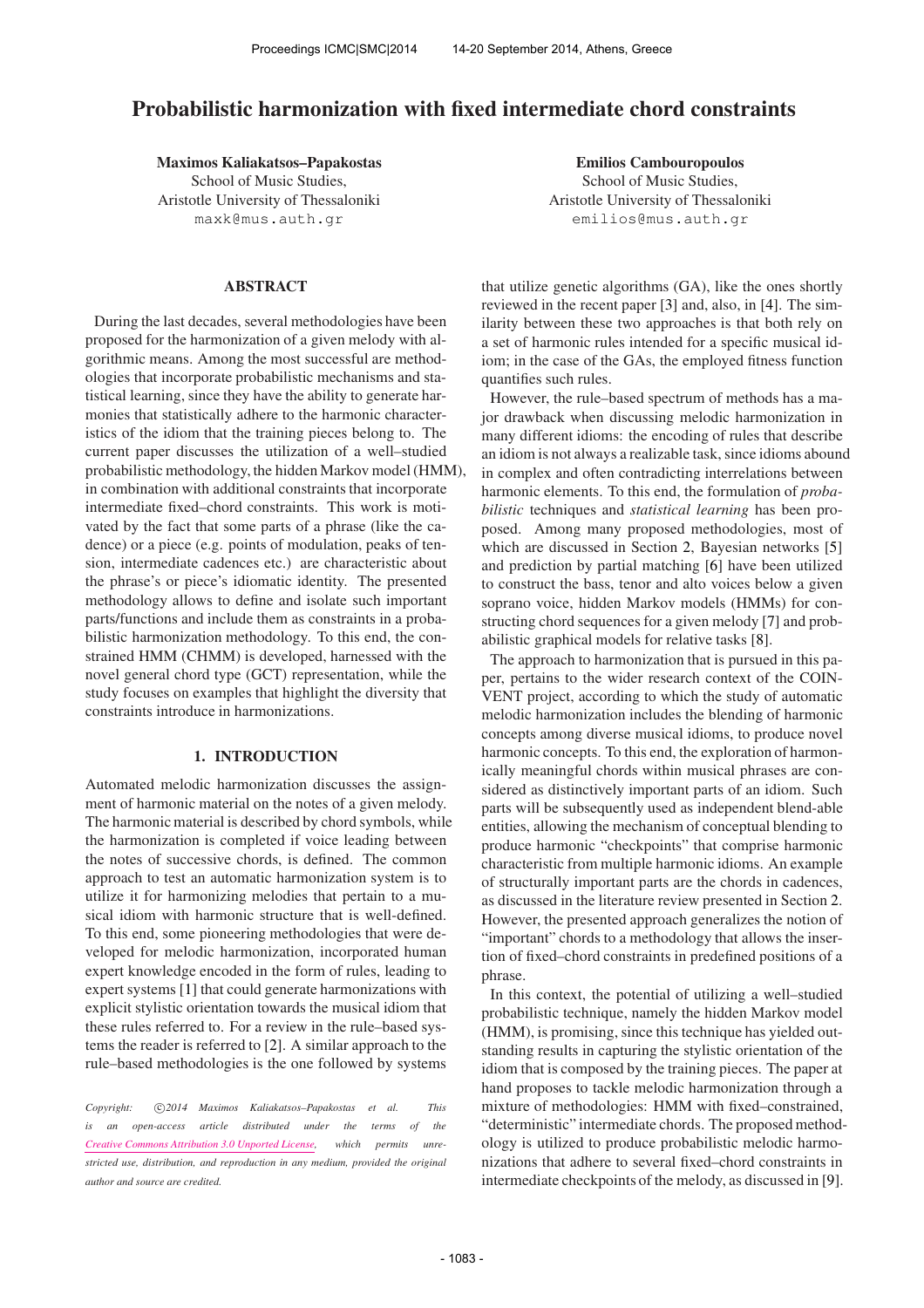# Probabilistic harmonization with fixed intermediate chord constraints

**Maximos Kaliakatsos–Papakostas**
School of Music Studies,
Aristotle University of Thessaloniki
maxk@mus.auth.gr

**Emilios Cambouropoulos**
School of Music Studies,
Aristotle University of Thessaloniki
emilios@mus.auth.gr

## ABSTRACT

During the last decades, several methodologies have been proposed for the harmonization of a given melody with algorithmic means. Among the most successful are methodologies that incorporate probabilistic mechanisms and statistical learning, since they have the ability to generate harmonies that statistically adhere to the harmonic characteristics of the idiom that the training pieces belong to. The current paper discusses the utilization of a well–studied probabilistic methodology, the hidden Markov model (HMM), in combination with additional constraints that incorporate intermediate fixed–chord constraints. This work is motivated by the fact that some parts of a phrase (like the cadence) or a piece (e.g. points of modulation, peaks of tension, intermediate cadences etc.) are characteristic about the phrase's or piece's idiomatic identity. The presented methodology allows to define and isolate such important parts/functions and include them as constraints in a probabilistic harmonization methodology. To this end, the constrained HMM (CHMM) is developed, harnessed with the novel general chord type (GCT) representation, while the study focuses on examples that highlight the diversity that constraints introduce in harmonizations.

## 1. INTRODUCTION

Automated melodic harmonization discusses the assignment of harmonic material on the notes of a given melody. The harmonic material is described by chord symbols, while the harmonization is completed if voice leading between the notes of successive chords, is defined. The common approach to test an automatic harmonization system is to utilize it for harmonizing melodies that pertain to a musical idiom with harmonic structure that is well-defined. To this end, some pioneering methodologies that were developed for melodic harmonization, incorporated human expert knowledge encoded in the form of rules, leading to expert systems [1] that could generate harmonizations with explicit stylistic orientation towards the musical idiom that these rules referred to. For a review in the rule–based systems the reader is referred to [2]. A similar approach to the rule–based methodologies is the one followed by systems that utilize genetic algorithms (GA), like the ones shortly reviewed in the recent paper [3] and, also, in [4]. The similarity between these two approaches is that both rely on a set of harmonic rules intended for a specific musical idiom; in the case of the GAs, the employed fitness function quantifies such rules.

However, the rule–based spectrum of methods has a major drawback when discussing melodic harmonization in many different idioms: the encoding of rules that describe an idiom is not always a realizable task, since idioms abound in complex and often contradicting interrelations between harmonic elements. To this end, the formulation of *probabilistic* techniques and *statistical learning* has been proposed. Among many proposed methodologies, most of which are discussed in Section 2, Bayesian networks [5] and prediction by partial matching [6] have been utilized to construct the bass, tenor and alto voices below a given soprano voice, hidden Markov models (HMMs) for constructing chord sequences for a given melody [7] and probabilistic graphical models for relative tasks [8].

The approach to harmonization that is pursued in this paper, pertains to the wider research context of the COINVENT project, according to which the study of automatic melodic harmonization includes the blending of harmonic concepts among diverse musical idioms, to produce novel harmonic concepts. To this end, the exploration of harmonically meaningful chords within musical phrases are considered as distinctively important parts of an idiom. Such parts will be subsequently used as independent blend-able entities, allowing the mechanism of conceptual blending to produce harmonic "checkpoints" that comprise harmonic characteristic from multiple harmonic idioms. An example of structurally important parts are the chords in cadences, as discussed in the literature review presented in Section 2. However, the presented approach generalizes the notion of "important" chords to a methodology that allows the insertion of fixed–chord constraints in predefined positions of a phrase.

In this context, the potential of utilizing a well–studied probabilistic technique, namely the hidden Markov model (HMM), is promising, since this technique has yielded outstanding results in capturing the stylistic orientation of the idiom that is composed by the training pieces. The paper at hand proposes to tackle melodic harmonization through a mixture of methodologies: HMM with fixed–constrained, "deterministic" intermediate chords. The proposed methodology is utilized to produce probabilistic melodic harmonizations that adhere to several fixed–chord constraints in intermediate checkpoints of the melody, as discussed in [9].

*Copyright: ©2014 Maximos Kaliakatsos–Papakostas et al. This is an open-access article distributed under the terms of the Creative Commons Attribution 3.0 Unported License, which permits unrestricted use, distribution, and reproduction in any medium, provided the original author and source are credited.*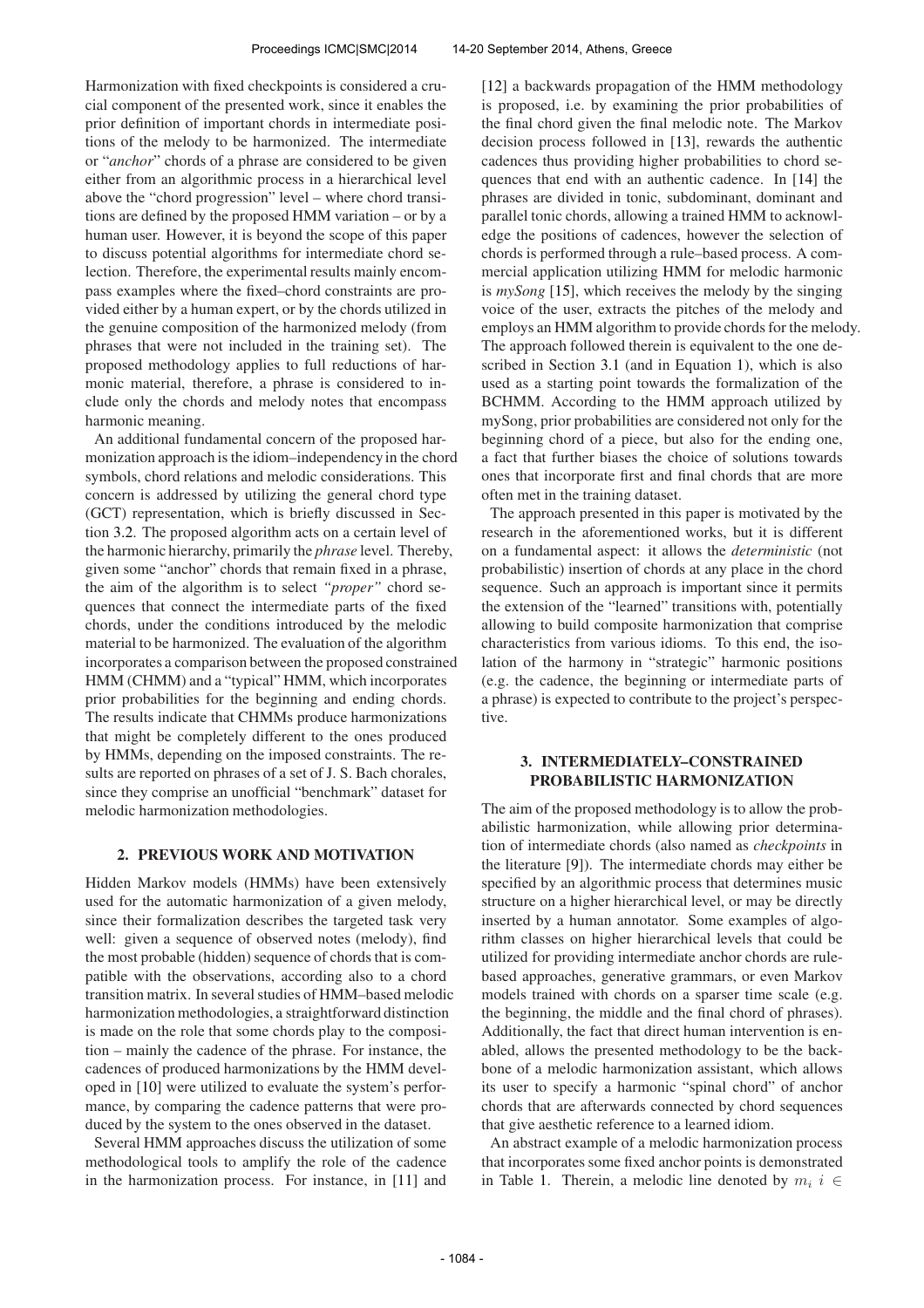Harmonization with fixed checkpoints is considered a crucial component of the presented work, since it enables the prior definition of important chords in intermediate positions of the melody to be harmonized. The intermediate or "*anchor*" chords of a phrase are considered to be given either from an algorithmic process in a hierarchical level above the "chord progression" level – where chord transitions are defined by the proposed HMM variation – or by a human user. However, it is beyond the scope of this paper to discuss potential algorithms for intermediate chord selection. Therefore, the experimental results mainly encompass examples where the fixed–chord constraints are provided either by a human expert, or by the chords utilized in the genuine composition of the harmonized melody (from phrases that were not included in the training set). The proposed methodology applies to full reductions of harmonic material, therefore, a phrase is considered to include only the chords and melody notes that encompass harmonic meaning.

An additional fundamental concern of the proposed harmonization approach is the idiom–independency in the chord symbols, chord relations and melodic considerations. This concern is addressed by utilizing the general chord type (GCT) representation, which is briefly discussed in Section 3.2. The proposed algorithm acts on a certain level of the harmonic hierarchy, primarily the *phrase* level. Thereby, given some "anchor" chords that remain fixed in a phrase, the aim of the algorithm is to select *"proper"* chord sequences that connect the intermediate parts of the fixed chords, under the conditions introduced by the melodic material to be harmonized. The evaluation of the algorithm incorporates a comparison between the proposed constrained HMM (CHMM) and a "typical" HMM, which incorporates prior probabilities for the beginning and ending chords. The results indicate that CHMMs produce harmonizations that might be completely different to the ones produced by HMMs, depending on the imposed constraints. The results are reported on phrases of a set of J. S. Bach chorales, since they comprise an unofficial "benchmark" dataset for melodic harmonization methodologies.

## 2. PREVIOUS WORK AND MOTIVATION

Hidden Markov models (HMMs) have been extensively used for the automatic harmonization of a given melody, since their formalization describes the targeted task very well: given a sequence of observed notes (melody), find the most probable (hidden) sequence of chords that is compatible with the observations, according also to a chord transition matrix. In several studies of HMM–based melodic harmonization methodologies, a straightforward distinction is made on the role that some chords play to the composition – mainly the cadence of the phrase. For instance, the cadences of produced harmonizations by the HMM developed in [10] were utilized to evaluate the system's performance, by comparing the cadence patterns that were produced by the system to the ones observed in the dataset.

Several HMM approaches discuss the utilization of some methodological tools to amplify the role of the cadence in the harmonization process. For instance, in [11] and [12] a backwards propagation of the HMM methodology is proposed, i.e. by examining the prior probabilities of the final chord given the final melodic note. The Markov decision process followed in [13], rewards the authentic cadences thus providing higher probabilities to chord sequences that end with an authentic cadence. In [14] the phrases are divided in tonic, subdominant, dominant and parallel tonic chords, allowing a trained HMM to acknowledge the positions of cadences, however the selection of chords is performed through a rule–based process. A commercial application utilizing HMM for melodic harmonic is *mySong* [15], which receives the melody by the singing voice of the user, extracts the pitches of the melody and employs an HMM algorithm to provide chords for the melody. The approach followed therein is equivalent to the one described in Section 3.1 (and in Equation 1), which is also used as a starting point towards the formalization of the BCHMM. According to the HMM approach utilized by mySong, prior probabilities are considered not only for the beginning chord of a piece, but also for the ending one, a fact that further biases the choice of solutions towards ones that incorporate first and final chords that are more often met in the training dataset.

The approach presented in this paper is motivated by the research in the aforementioned works, but it is different on a fundamental aspect: it allows the *deterministic* (not probabilistic) insertion of chords at any place in the chord sequence. Such an approach is important since it permits the extension of the "learned" transitions with, potentially allowing to build composite harmonization that comprise characteristics from various idioms. To this end, the isolation of the harmony in "strategic" harmonic positions (e.g. the cadence, the beginning or intermediate parts of a phrase) is expected to contribute to the project's perspective.

## 3. INTERMEDIATELY–CONSTRAINED PROBABILISTIC HARMONIZATION

The aim of the proposed methodology is to allow the probabilistic harmonization, while allowing prior determination of intermediate chords (also named as *checkpoints* in the literature [9]). The intermediate chords may either be specified by an algorithmic process that determines music structure on a higher hierarchical level, or may be directly inserted by a human annotator. Some examples of algorithm classes on higher hierarchical levels that could be utilized for providing intermediate anchor chords are rule-based approaches, generative grammars, or even Markov models trained with chords on a sparser time scale (e.g. the beginning, the middle and the final chord of phrases). Additionally, the fact that direct human intervention is enabled, allows the presented methodology to be the backbone of a melodic harmonization assistant, which allows its user to specify a harmonic "spinal chord" of anchor chords that are afterwards connected by chord sequences that give aesthetic reference to a learned idiom.

An abstract example of a melodic harmonization process that incorporates some fixed anchor points is demonstrated in Table 1. Therein, a melodic line denoted by $m_i$ $i \in$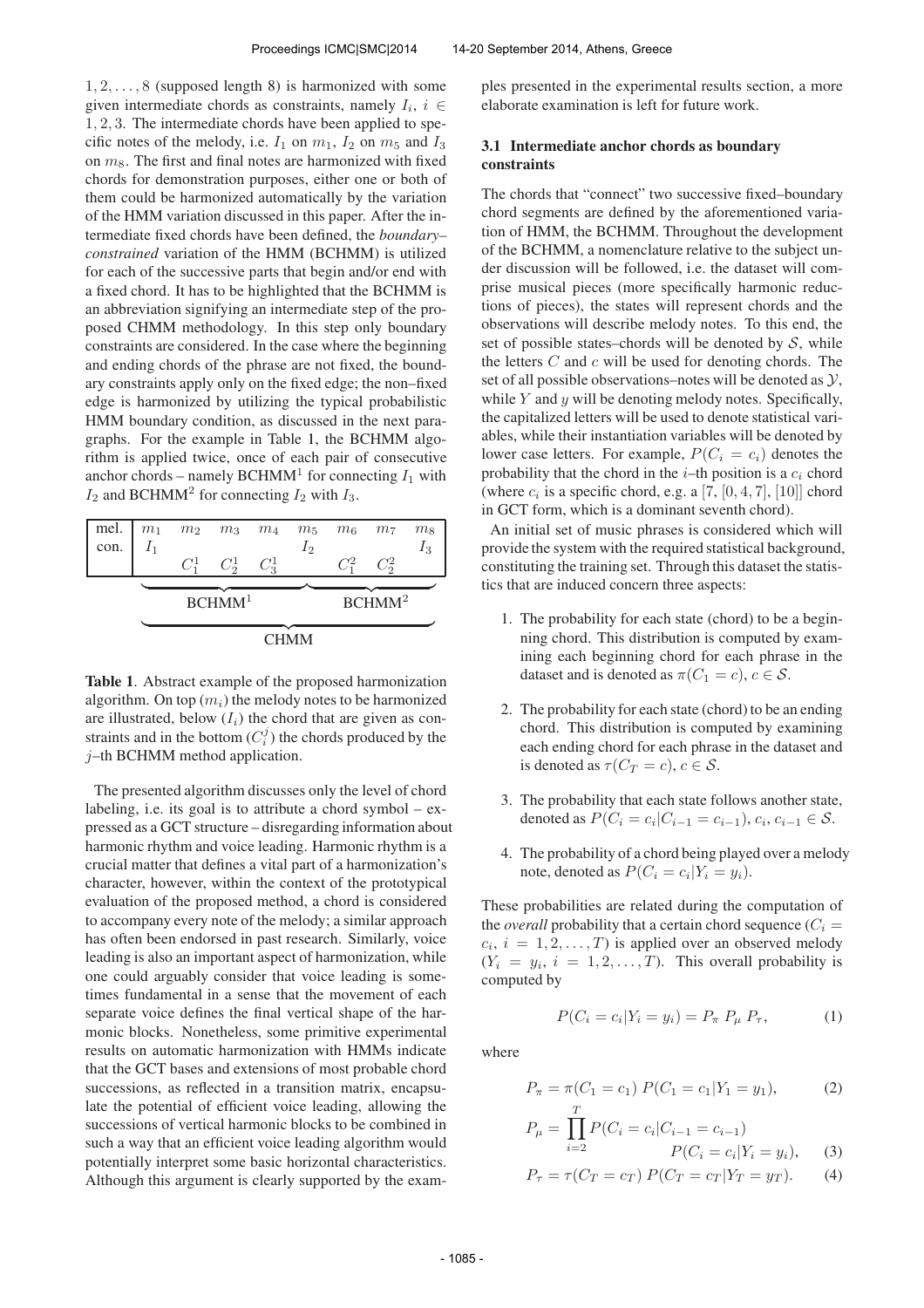$1, 2, \ldots, 8$ (supposed length 8) is harmonized with some given intermediate chords as constraints, namely $I_i$, $i \in 1, 2, 3$. The intermediate chords have been applied to specific notes of the melody, i.e. $I_1$ on $m_1$, $I_2$ on $m_5$ and $I_3$ on $m_8$. The first and final notes are harmonized with fixed chords for demonstration purposes, either one or both of them could be harmonized automatically by the variation of the HMM variation discussed in this paper. After the intermediate fixed chords have been defined, the *boundary–constrained* variation of the HMM (BCHMM) is utilized for each of the successive parts that begin and/or end with a fixed chord. It has to be highlighted that the BCHMM is an abbreviation signifying an intermediate step of the proposed CHMM methodology. In this step only boundary constraints are considered. In the case where the beginning and ending chords of the phrase are not fixed, the boundary constraints apply only on the fixed edge; the non–fixed edge is harmonized by utilizing the typical probabilistic HMM boundary condition, as discussed in the next paragraphs. For the example in Table 1, the BCHMM algorithm is applied twice, once of each pair of consecutive anchor chords – namely BCHMM$^1$ for connecting $I_1$ with $I_2$ and BCHMM$^2$ for connecting $I_2$ with $I_3$.

| mel. | $m_1$ | $m_2$ | $m_3$ | $m_4$ | $m_5$ | $m_6$ | $m_7$ | $m_8$ |
|---|---|---|---|---|---|---|---|---|
| con. | $I_1$ | | | | $I_2$ | | | $I_3$ |
| | | $C_1^1$ | $C_2^1$ | $C_3^1$ | | $C_1^2$ | $C_2^2$ | |
| | BCHMM$^1$ | | | | BCHMM$^2$ | | | |
| | CHMM | | | | | | | |

**Table 1**. Abstract example of the proposed harmonization algorithm. On top ($m_i$) the melody notes to be harmonized are illustrated, below ($I_i$) the chord that are given as constraints and in the bottom ($C_i^j$) the chords produced by the $j$–th BCHMM method application.

The presented algorithm discusses only the level of chord labeling, i.e. its goal is to attribute a chord symbol – expressed as a GCT structure – disregarding information about harmonic rhythm and voice leading. Harmonic rhythm is a crucial matter that defines a vital part of a harmonization's character, however, within the context of the prototypical evaluation of the proposed method, a chord is considered to accompany every note of the melody; a similar approach has often been endorsed in past research. Similarly, voice leading is also an important aspect of harmonization, while one could arguably consider that voice leading is sometimes fundamental in a sense that the movement of each separate voice defines the final vertical shape of the harmonic blocks. Nonetheless, some primitive experimental results on automatic harmonization with HMMs indicate that the GCT bases and extensions of most probable chord successions, as reflected in a transition matrix, encapsulate the potential of efficient voice leading, allowing the successions of vertical harmonic blocks to be combined in such a way that an efficient voice leading algorithm would potentially interpret some basic horizontal characteristics. Although this argument is clearly supported by the examples presented in the experimental results section, a more elaborate examination is left for future work.

### 3.1 Intermediate anchor chords as boundary constraints

The chords that "connect" two successive fixed–boundary chord segments are defined by the aforementioned variation of HMM, the BCHMM. Throughout the development of the BCHMM, a nomenclature relative to the subject under discussion will be followed, i.e. the dataset will comprise musical pieces (more specifically harmonic reductions of pieces), the states will represent chords and the observations will describe melody notes. To this end, the set of possible states–chords will be denoted by $\mathcal{S}$, while the letters $C$ and $c$ will be used for denoting chords. The set of all possible observations–notes will be denoted as $\mathcal{Y}$, while $Y$ and $y$ will be denoting melody notes. Specifically, the capitalized letters will be used to denote statistical variables, while their instantiation variables will be denoted by lower case letters. For example, $P(C_i = c_i)$ denotes the probability that the chord in the $i$–th position is a $c_i$ chord (where $c_i$ is a specific chord, e.g. a $[7, [0, 4, 7], [10]]$ chord in GCT form, which is a dominant seventh chord).

An initial set of music phrases is considered which will provide the system with the required statistical background, constituting the training set. Through this dataset the statistics that are induced concern three aspects:

1. The probability for each state (chord) to be a beginning chord. This distribution is computed by examining each beginning chord for each phrase in the dataset and is denoted as $\pi(C_1 = c)$, $c \in \mathcal{S}$.
2. The probability for each state (chord) to be an ending chord. This distribution is computed by examining each ending chord for each phrase in the dataset and is denoted as $\tau(C_T = c)$, $c \in \mathcal{S}$.
3. The probability that each state follows another state, denoted as $P(C_i = c_i | C_{i-1} = c_{i-1})$, $c_i, c_{i-1} \in \mathcal{S}$.
4. The probability of a chord being played over a melody note, denoted as $P(C_i = c_i | Y_i = y_i)$.

These probabilities are related during the computation of the *overall* probability that a certain chord sequence ($C_i = c_i$, $i = 1, 2, \ldots, T$) is applied over an observed melody ($Y_i = y_i$, $i = 1, 2, \ldots, T$). This overall probability is computed by

$$P(C_i = c_i | Y_i = y_i) = P_\pi \, P_\mu \, P_\tau, \tag{1}$$

where

$$P_\pi = \pi(C_1 = c_1) \, P(C_1 = c_1 | Y_1 = y_1), \tag{2}$$

$$P_\mu = \prod_{i=2}^{T} P(C_i = c_i | C_{i-1} = c_{i-1}) \, P(C_i = c_i | Y_i = y_i), \tag{3}$$

$$P_\tau = \tau(C_T = c_T) \, P(C_T = c_T | Y_T = y_T). \tag{4}$$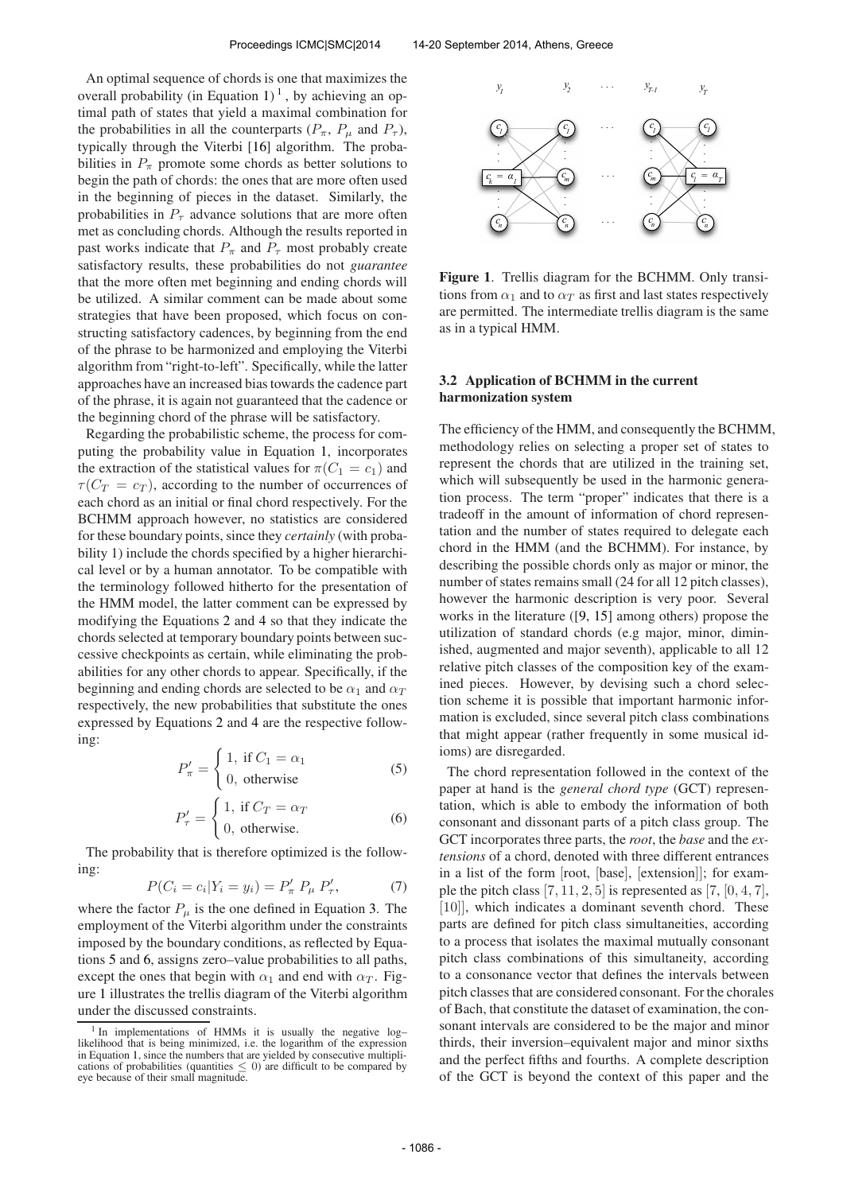An optimal sequence of chords is one that maximizes the overall probability (in Equation 1) [1], by achieving an optimal path of states that yield a maximal combination for the probabilities in all the counterparts ($P_\pi$, $P_\mu$ and $P_\tau$), typically through the Viterbi [16] algorithm. The probabilities in $P_\pi$ promote some chords as better solutions to begin the path of chords: the ones that are more often used in the beginning of pieces in the dataset. Similarly, the probabilities in $P_\tau$ advance solutions that are more often met as concluding chords. Although the results reported in past works indicate that $P_\pi$ and $P_\tau$ most probably create satisfactory results, these probabilities do not *guarantee* that the more often met beginning and ending chords will be utilized. A similar comment can be made about some strategies that have been proposed, which focus on constructing satisfactory cadences, by beginning from the end of the phrase to be harmonized and employing the Viterbi algorithm from "right-to-left". Specifically, while the latter approaches have an increased bias towards the cadence part of the phrase, it is again not guaranteed that the cadence or the beginning chord of the phrase will be satisfactory.

Regarding the probabilistic scheme, the process for computing the probability value in Equation 1, incorporates the extraction of the statistical values for $\pi(C_1 = c_1)$ and $\tau(C_T = c_T)$, according to the number of occurrences of each chord as an initial or final chord respectively. For the BCHMM approach however, no statistics are considered for these boundary points, since they *certainly* (with probability 1) include the chords specified by a higher hierarchical level or by a human annotator. To be compatible with the terminology followed hitherto for the presentation of the HMM model, the latter comment can be expressed by modifying the Equations 2 and 4 so that they indicate the chords selected at temporary boundary points between successive checkpoints as certain, while eliminating the probabilities for any other chords to appear. Specifically, if the beginning and ending chords are selected to be $\alpha_1$ and $\alpha_T$ respectively, the new probabilities that substitute the ones expressed by Equations 2 and 4 are the respective following:

$$P'_\pi = \begin{cases} 1, \text{ if } C_1 = \alpha_1 \\ 0, \text{ otherwise} \end{cases} \tag{5}$$

$$P'_\tau = \begin{cases} 1, \text{ if } C_T = \alpha_T \\ 0, \text{ otherwise.} \end{cases} \tag{6}$$

The probability that is therefore optimized is the following:

$$P(C_i = c_i | Y_i = y_i) = P'_\pi \; P_\mu \; P'_\tau, \tag{7}$$

where the factor $P_\mu$ is the one defined in Equation 3. The employment of the Viterbi algorithm under the constraints imposed by the boundary conditions, as reflected by Equations 5 and 6, assigns zero–value probabilities to all paths, except the ones that begin with $\alpha_1$ and end with $\alpha_T$. Figure 1 illustrates the trellis diagram of the Viterbi algorithm under the discussed constraints.

[1] In implementations of HMMs it is usually the negative log–likelihood that is being minimized, i.e. the logarithm of the expression in Equation 1, since the numbers that are yielded by consecutive multiplications of probabilities (quantities $\leq 0$) are difficult to be compared by eye because of their small magnitude.

**Figure 1**. Trellis diagram for the BCHMM. Only transitions from $\alpha_1$ and to $\alpha_T$ as first and last states respectively are permitted. The intermediate trellis diagram is the same as in a typical HMM.

### 3.2 Application of BCHMM in the current harmonization system

The efficiency of the HMM, and consequently the BCHMM, methodology relies on selecting a proper set of states to represent the chords that are utilized in the training set, which will subsequently be used in the harmonic generation process. The term "proper" indicates that there is a tradeoff in the amount of information of chord representation and the number of states required to delegate each chord in the HMM (and the BCHMM). For instance, by describing the possible chords only as major or minor, the number of states remains small (24 for all 12 pitch classes), however the harmonic description is very poor. Several works in the literature ([9, 15] among others) propose the utilization of standard chords (e.g major, minor, diminished, augmented and major seventh), applicable to all 12 relative pitch classes of the composition key of the examined pieces. However, by devising such a chord selection scheme it is possible that important harmonic information is excluded, since several pitch class combinations that might appear (rather frequently in some musical idioms) are disregarded.

The chord representation followed in the context of the paper at hand is the *general chord type* (GCT) representation, which is able to embody the information of both consonant and dissonant parts of a pitch class group. The GCT incorporates three parts, the *root*, the *base* and the *extensions* of a chord, denoted with three different entrances in a list of the form [root, [base], [extension]]; for example the pitch class $[7, 11, 2, 5]$ is represented as $[7, [0, 4, 7], [10]]$, which indicates a dominant seventh chord. These parts are defined for pitch class simultaneities, according to a process that isolates the maximal mutually consonant pitch class combinations of this simultaneity, according to a consonance vector that defines the intervals between pitch classes that are considered consonant. For the chorales of Bach, that constitute the dataset of examination, the consonant intervals are considered to be the major and minor thirds, their inversion–equivalent major and minor sixths and the perfect fifths and fourths. A complete description of the GCT is beyond the context of this paper and the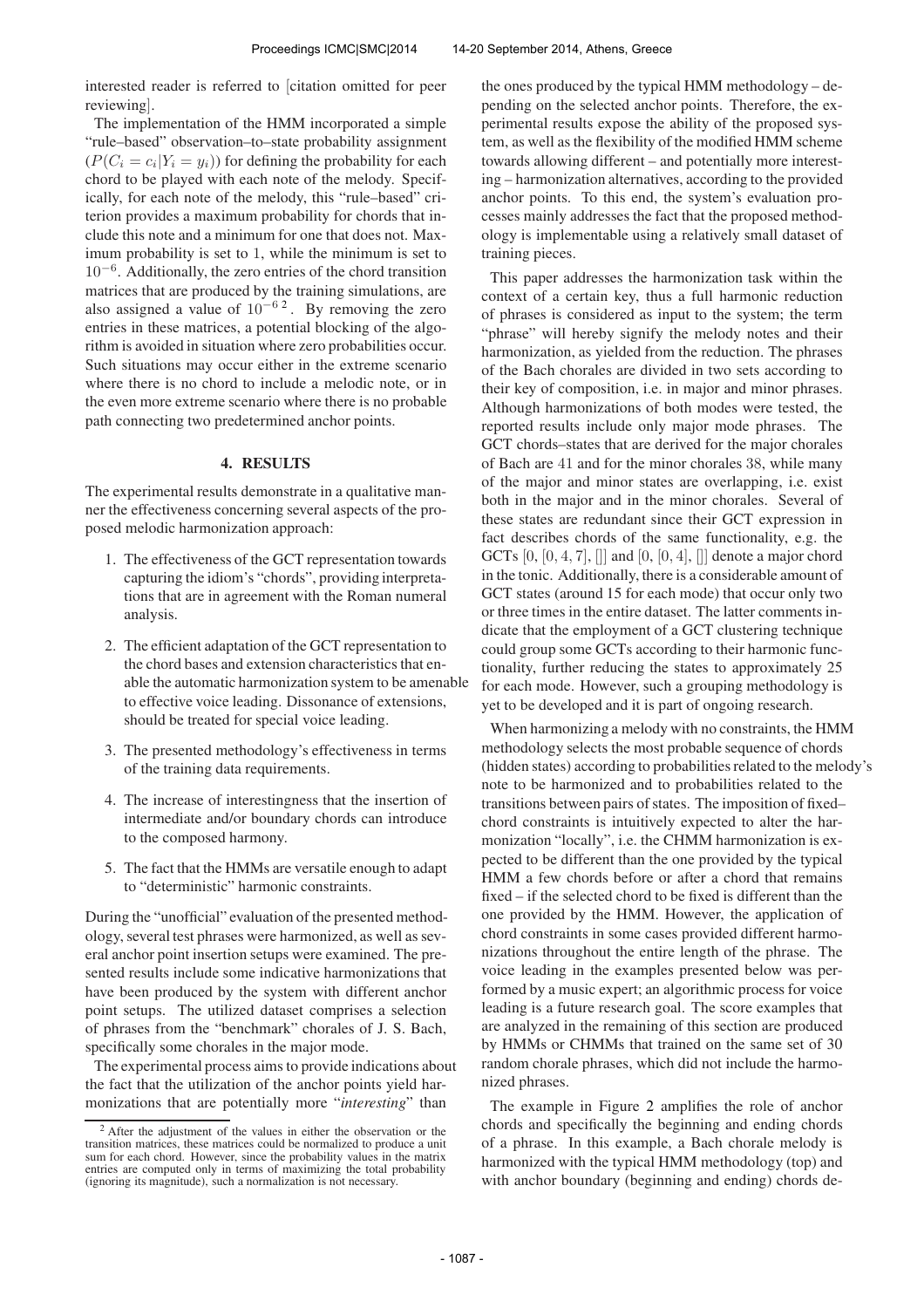interested reader is referred to [citation omitted for peer reviewing].

The implementation of the HMM incorporated a simple "rule–based" observation–to–state probability assignment ($P(C_i = c_i|Y_i = y_i)$) for defining the probability for each chord to be played with each note of the melody. Specifically, for each note of the melody, this "rule–based" criterion provides a maximum probability for chords that include this note and a minimum for one that does not. Maximum probability is set to 1, while the minimum is set to $10^{-6}$. Additionally, the zero entries of the chord transition matrices that are produced by the training simulations, are also assigned a value of $10^{-6}$ [2]. By removing the zero entries in these matrices, a potential blocking of the algorithm is avoided in situation where zero probabilities occur. Such situations may occur either in the extreme scenario where there is no chord to include a melodic note, or in the even more extreme scenario where there is no probable path connecting two predetermined anchor points.

## 4. RESULTS

The experimental results demonstrate in a qualitative manner the effectiveness concerning several aspects of the proposed melodic harmonization approach:

1. The effectiveness of the GCT representation towards capturing the idiom's "chords", providing interpretations that are in agreement with the Roman numeral analysis.
2. The efficient adaptation of the GCT representation to the chord bases and extension characteristics that enable the automatic harmonization system to be amenable to effective voice leading. Dissonance of extensions, should be treated for special voice leading.
3. The presented methodology's effectiveness in terms of the training data requirements.
4. The increase of interestingness that the insertion of intermediate and/or boundary chords can introduce to the composed harmony.
5. The fact that the HMMs are versatile enough to adapt to "deterministic" harmonic constraints.

During the "unofficial" evaluation of the presented methodology, several test phrases were harmonized, as well as several anchor point insertion setups were examined. The presented results include some indicative harmonizations that have been produced by the system with different anchor point setups. The utilized dataset comprises a selection of phrases from the "benchmark" chorales of J. S. Bach, specifically some chorales in the major mode.

The experimental process aims to provide indications about the fact that the utilization of the anchor points yield harmonizations that are potentially more "*interesting*" than the ones produced by the typical HMM methodology – depending on the selected anchor points. Therefore, the experimental results expose the ability of the proposed system, as well as the flexibility of the modified HMM scheme towards allowing different – and potentially more interesting – harmonization alternatives, according to the provided anchor points. To this end, the system's evaluation processes mainly addresses the fact that the proposed methodology is implementable using a relatively small dataset of training pieces.

This paper addresses the harmonization task within the context of a certain key, thus a full harmonic reduction of phrases is considered as input to the system; the term "phrase" will hereby signify the melody notes and their harmonization, as yielded from the reduction. The phrases of the Bach chorales are divided in two sets according to their key of composition, i.e. in major and minor phrases. Although harmonizations of both modes were tested, the reported results include only major mode phrases. The GCT chords–states that are derived for the major chorales of Bach are 41 and for the minor chorales 38, while many of the major and minor states are overlapping, i.e. exist both in the major and in the minor chorales. Several of these states are redundant since their GCT expression in fact describes chords of the same functionality, e.g. the GCTs $[0, [0, 4, 7], []]$ and $[0, [0, 4], []]$ denote a major chord in the tonic. Additionally, there is a considerable amount of GCT states (around 15 for each mode) that occur only two or three times in the entire dataset. The latter comments indicate that the employment of a GCT clustering technique could group some GCTs according to their harmonic functionality, further reducing the states to approximately 25 for each mode. However, such a grouping methodology is yet to be developed and it is part of ongoing research.

When harmonizing a melody with no constraints, the HMM methodology selects the most probable sequence of chords (hidden states) according to probabilities related to the melody's note to be harmonized and to probabilities related to the transitions between pairs of states. The imposition of fixed–chord constraints is intuitively expected to alter the harmonization "locally", i.e. the CHMM harmonization is expected to be different than the one provided by the typical HMM a few chords before or after a chord that remains fixed – if the selected chord to be fixed is different than the one provided by the HMM. However, the application of chord constraints in some cases provided different harmonizations throughout the entire length of the phrase. The voice leading in the examples presented below was performed by a music expert; an algorithmic process for voice leading is a future research goal. The score examples that are analyzed in the remaining of this section are produced by HMMs or CHMMs that trained on the same set of 30 random chorale phrases, which did not include the harmonized phrases.

The example in Figure 2 amplifies the role of anchor chords and specifically the beginning and ending chords of a phrase. In this example, a Bach chorale melody is harmonized with the typical HMM methodology (top) and with anchor boundary (beginning and ending) chords de-

[2] After the adjustment of the values in either the observation or the transition matrices, these matrices could be normalized to produce a unit sum for each chord. However, since the probability values in the matrix entries are computed only in terms of maximizing the total probability (ignoring its magnitude), such a normalization is not necessary.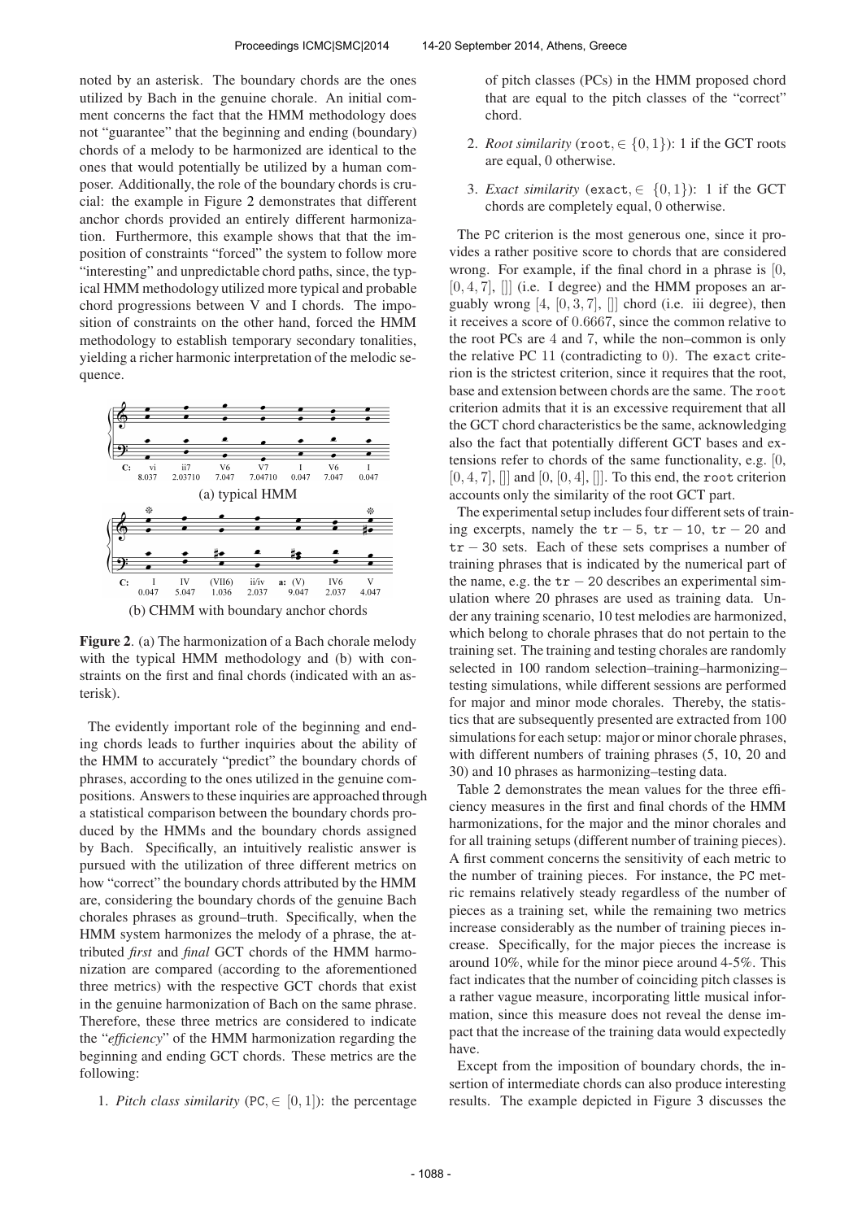noted by an asterisk. The boundary chords are the ones utilized by Bach in the genuine chorale. An initial comment concerns the fact that the HMM methodology does not "guarantee" that the beginning and ending (boundary) chords of a melody to be harmonized are identical to the ones that would potentially be utilized by a human composer. Additionally, the role of the boundary chords is crucial: the example in Figure 2 demonstrates that different anchor chords provided an entirely different harmonization. Furthermore, this example shows that that the imposition of constraints "forced" the system to follow more "interesting" and unpredictable chord paths, since, the typical HMM methodology utilized more typical and probable chord progressions between V and I chords. The imposition of constraints on the other hand, forced the HMM methodology to establish temporary secondary tonalities, yielding a richer harmonic interpretation of the melodic sequence.

(a) typical HMM

(b) CHMM with boundary anchor chords

**Figure 2**. (a) The harmonization of a Bach chorale melody with the typical HMM methodology and (b) with constraints on the first and final chords (indicated with an asterisk).

The evidently important role of the beginning and ending chords leads to further inquiries about the ability of the HMM to accurately "predict" the boundary chords of phrases, according to the ones utilized in the genuine compositions. Answers to these inquiries are approached through a statistical comparison between the boundary chords produced by the HMMs and the boundary chords assigned by Bach. Specifically, an intuitively realistic answer is pursued with the utilization of three different metrics on how "correct" the boundary chords attributed by the HMM are, considering the boundary chords of the genuine Bach chorales phrases as ground–truth. Specifically, when the HMM system harmonizes the melody of a phrase, the attributed *first* and *final* GCT chords of the HMM harmonization are compared (according to the aforementioned three metrics) with the respective GCT chords that exist in the genuine harmonization of Bach on the same phrase. Therefore, these three metrics are considered to indicate the "*efficiency*" of the HMM harmonization regarding the beginning and ending GCT chords. These metrics are the following:

1. *Pitch class similarity* (PC, $\in [0, 1]$): the percentage of pitch classes (PCs) in the HMM proposed chord that are equal to the pitch classes of the "correct" chord.
2. *Root similarity* (root, $\in \{0, 1\}$): 1 if the GCT roots are equal, 0 otherwise.
3. *Exact similarity* (exact, $\in \{0, 1\}$): 1 if the GCT chords are completely equal, 0 otherwise.

The PC criterion is the most generous one, since it provides a rather positive score to chords that are considered wrong. For example, if the final chord in a phrase is $[0, [0, 4, 7], []]$ (i.e. I degree) and the HMM proposes an arguably wrong $[4, [0, 3, 7], []]$ chord (i.e. iii degree), then it receives a score of $0.6667$, since the common relative to the root PCs are $4$ and $7$, while the non–common is only the relative PC $11$ (contradicting to $0$). The exact criterion is the strictest criterion, since it requires that the root, base and extension between chords are the same. The root criterion admits that it is an excessive requirement that all the GCT chord characteristics be the same, acknowledging also the fact that potentially different GCT bases and extensions refer to chords of the same functionality, e.g. $[0, [0, 4, 7], []]$ and $[0, [0, 4], []]$. To this end, the root criterion accounts only the similarity of the root GCT part.

The experimental setup includes four different sets of training excerpts, namely the $\texttt{tr}-5$, $\texttt{tr}-10$, $\texttt{tr}-20$ and $\texttt{tr}-30$ sets. Each of these sets comprises a number of training phrases that is indicated by the numerical part of the name, e.g. the $\texttt{tr}-20$ describes an experimental simulation where 20 phrases are used as training data. Under any training scenario, 10 test melodies are harmonized, which belong to chorale phrases that do not pertain to the training set. The training and testing chorales are randomly selected in 100 random selection–training–harmonizing–testing simulations, while different sessions are performed for major and minor mode chorales. Thereby, the statistics that are subsequently presented are extracted from 100 simulations for each setup: major or minor chorale phrases, with different numbers of training phrases (5, 10, 20 and 30) and 10 phrases as harmonizing–testing data.

Table 2 demonstrates the mean values for the three efficiency measures in the first and final chords of the HMM harmonizations, for the major and the minor chorales and for all training setups (different number of training pieces). A first comment concerns the sensitivity of each metric to the number of training pieces. For instance, the PC metric remains relatively steady regardless of the number of pieces as a training set, while the remaining two metrics increase considerably as the number of training pieces increase. Specifically, for the major pieces the increase is around 10%, while for the minor piece around 4-5%. This fact indicates that the number of coinciding pitch classes is a rather vague measure, incorporating little musical information, since this measure does not reveal the dense impact that the increase of the training data would expectedly have.

Except from the imposition of boundary chords, the insertion of intermediate chords can also produce interesting results. The example depicted in Figure 3 discusses the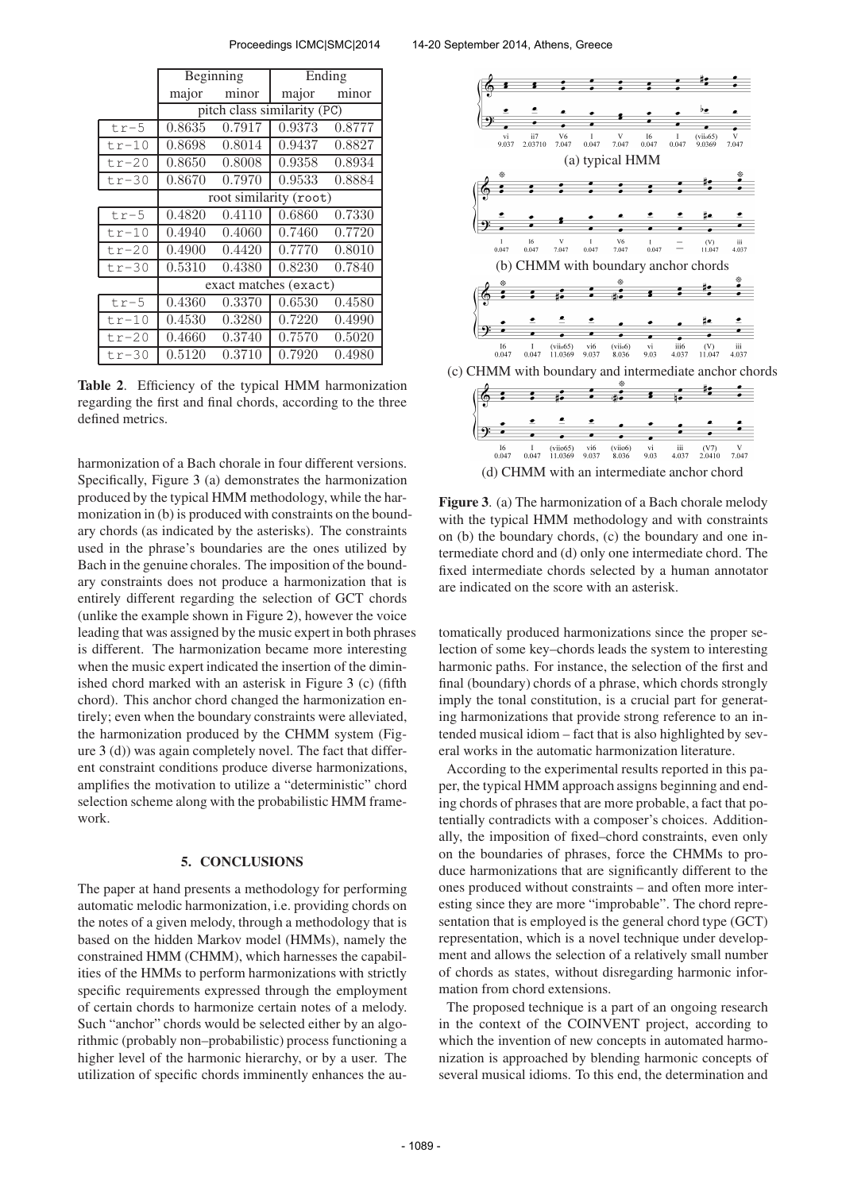|  | Beginning |  | Ending |  |
|---|---|---|---|---|
|  | major | minor | major | minor |
|  | pitch class similarity (PC) |  |  |  |
| tr-5 | 0.8635 | 0.7917 | 0.9373 | 0.8777 |
| tr-10 | 0.8698 | 0.8014 | 0.9437 | 0.8827 |
| tr-20 | 0.8650 | 0.8008 | 0.9358 | 0.8934 |
| tr-30 | 0.8670 | 0.7970 | 0.9533 | 0.8884 |
|  | root similarity (root) |  |  |  |
| tr-5 | 0.4820 | 0.4110 | 0.6860 | 0.7330 |
| tr-10 | 0.4940 | 0.4060 | 0.7460 | 0.7720 |
| tr-20 | 0.4900 | 0.4420 | 0.7770 | 0.8010 |
| tr-30 | 0.5310 | 0.4380 | 0.8230 | 0.7840 |
|  | exact matches (exact) |  |  |  |
| tr-5 | 0.4360 | 0.3370 | 0.6530 | 0.4580 |
| tr-10 | 0.4530 | 0.3280 | 0.7220 | 0.4990 |
| tr-20 | 0.4660 | 0.3740 | 0.7570 | 0.5020 |
| tr-30 | 0.5120 | 0.3710 | 0.7920 | 0.4980 |

**Table 2**. Efficiency of the typical HMM harmonization regarding the first and final chords, according to the three defined metrics.

harmonization of a Bach chorale in four different versions. Specifically, Figure 3 (a) demonstrates the harmonization produced by the typical HMM methodology, while the harmonization in (b) is produced with constraints on the boundary chords (as indicated by the asterisks). The constraints used in the phrase's boundaries are the ones utilized by Bach in the genuine chorales. The imposition of the boundary constraints does not produce a harmonization that is entirely different regarding the selection of GCT chords (unlike the example shown in Figure 2), however the voice leading that was assigned by the music expert in both phrases is different. The harmonization became more interesting when the music expert indicated the insertion of the diminished chord marked with an asterisk in Figure 3 (c) (fifth chord). This anchor chord changed the harmonization entirely; even when the boundary constraints were alleviated, the harmonization produced by the CHMM system (Figure 3 (d)) was again completely novel. The fact that different constraint conditions produce diverse harmonizations, amplifies the motivation to utilize a "deterministic" chord selection scheme along with the probabilistic HMM framework.

(a) typical HMM

(b) CHMM with boundary anchor chords

(c) CHMM with boundary and intermediate anchor chords

(d) CHMM with an intermediate anchor chord

**Figure 3**. (a) The harmonization of a Bach chorale melody with the typical HMM methodology and with constraints on (b) the boundary chords, (c) the boundary and one intermediate chord and (d) only one intermediate chord. The fixed intermediate chords selected by a human annotator are indicated on the score with an asterisk.

## 5. CONCLUSIONS

The paper at hand presents a methodology for performing automatic melodic harmonization, i.e. providing chords on the notes of a given melody, through a methodology that is based on the hidden Markov model (HMMs), namely the constrained HMM (CHMM), which harnesses the capabilities of the HMMs to perform harmonizations with strictly specific requirements expressed through the employment of certain chords to harmonize certain notes of a melody. Such "anchor" chords would be selected either by an algorithmic (probably non–probabilistic) process functioning a higher level of the harmonic hierarchy, or by a user. The utilization of specific chords imminently enhances the automatically produced harmonizations since the proper selection of some key–chords leads the system to interesting harmonic paths. For instance, the selection of the first and final (boundary) chords of a phrase, which chords strongly imply the tonal constitution, is a crucial part for generating harmonizations that provide strong reference to an intended musical idiom – fact that is also highlighted by several works in the automatic harmonization literature.

According to the experimental results reported in this paper, the typical HMM approach assigns beginning and ending chords of phrases that are more probable, a fact that potentially contradicts with a composer's choices. Additionally, the imposition of fixed–chord constraints, even only on the boundaries of phrases, force the CHMMs to produce harmonizations that are significantly different to the ones produced without constraints – and often more interesting since they are more "improbable". The chord representation that is employed is the general chord type (GCT) representation, which is a novel technique under development and allows the selection of a relatively small number of chords as states, without disregarding harmonic information from chord extensions.

The proposed technique is a part of an ongoing research in the context of the COINVENT project, according to which the invention of new concepts in automated harmonization is approached by blending harmonic concepts of several musical idioms. To this end, the determination and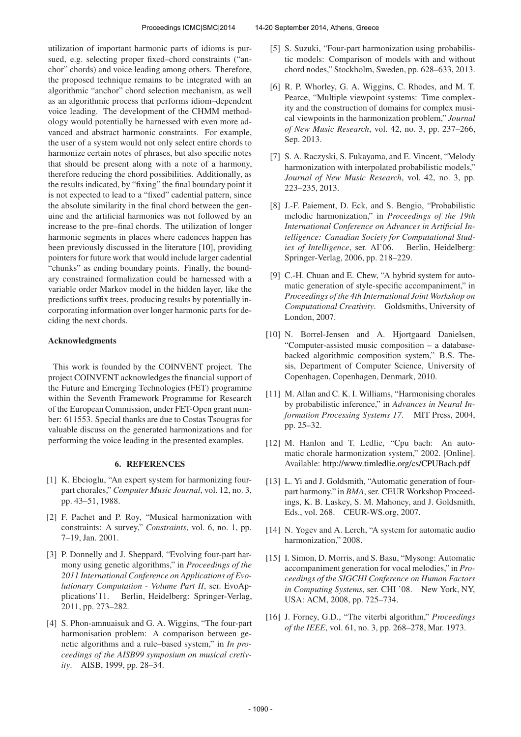utilization of important harmonic parts of idioms is pursued, e.g. selecting proper fixed–chord constraints ("anchor" chords) and voice leading among others. Therefore, the proposed technique remains to be integrated with an algorithmic "anchor" chord selection mechanism, as well as an algorithmic process that performs idiom–dependent voice leading. The development of the CHMM methodology would potentially be harnessed with even more advanced and abstract harmonic constraints. For example, the user of a system would not only select entire chords to harmonize certain notes of phrases, but also specific notes that should be present along with a note of a harmony, therefore reducing the chord possibilities. Additionally, as the results indicated, by "fixing" the final boundary point it is not expected to lead to a "fixed" cadential pattern, since the absolute similarity in the final chord between the genuine and the artificial harmonies was not followed by an increase to the pre–final chords. The utilization of longer harmonic segments in places where cadences happen has been previously discussed in the literature [10], providing pointers for future work that would include larger cadential "chunks" as ending boundary points. Finally, the boundary constrained formalization could be harnessed with a variable order Markov model in the hidden layer, like the predictions suffix trees, producing results by potentially incorporating information over longer harmonic parts for deciding the next chords.

**Acknowledgments**

This work is founded by the COINVENT project. The project COINVENT acknowledges the financial support of the Future and Emerging Technologies (FET) programme within the Seventh Framework Programme for Research of the European Commission, under FET-Open grant number: 611553. Special thanks are due to Costas Tsougras for valuable discuss on the generated harmonizations and for performing the voice leading in the presented examples.

## 6. REFERENCES

[1] K. Ebcioglu, "An expert system for harmonizing four-part chorales," *Computer Music Journal*, vol. 12, no. 3, pp. 43–51, 1988.

[2] F. Pachet and P. Roy, "Musical harmonization with constraints: A survey," *Constraints*, vol. 6, no. 1, pp. 7–19, Jan. 2001.

[3] P. Donnelly and J. Sheppard, "Evolving four-part harmony using genetic algorithms," in *Proceedings of the 2011 International Conference on Applications of Evolutionary Computation - Volume Part II*, ser. EvoApplications'11. Berlin, Heidelberg: Springer-Verlag, 2011, pp. 273–282.

[4] S. Phon-amnuaisuk and G. A. Wiggins, "The four-part harmonisation problem: A comparison between genetic algorithms and a rule–based system," in *In proceedings of the AISB99 symposium on musical cretivity*. AISB, 1999, pp. 28–34.

[5] S. Suzuki, "Four-part harmonization using probabilistic models: Comparison of models with and without chord nodes," Stockholm, Sweden, pp. 628–633, 2013.

[6] R. P. Whorley, G. A. Wiggins, C. Rhodes, and M. T. Pearce, "Multiple viewpoint systems: Time complexity and the construction of domains for complex musical viewpoints in the harmonization problem," *Journal of New Music Research*, vol. 42, no. 3, pp. 237–266, Sep. 2013.

[7] S. A. Raczyski, S. Fukayama, and E. Vincent, "Melody harmonization with interpolated probabilistic models," *Journal of New Music Research*, vol. 42, no. 3, pp. 223–235, 2013.

[8] J.-F. Paiement, D. Eck, and S. Bengio, "Probabilistic melodic harmonization," in *Proceedings of the 19th International Conference on Advances in Artificial Intelligence: Canadian Society for Computational Studies of Intelligence*, ser. AI'06. Berlin, Heidelberg: Springer-Verlag, 2006, pp. 218–229.

[9] C.-H. Chuan and E. Chew, "A hybrid system for automatic generation of style-specific accompaniment," in *Proceedings of the 4th International Joint Workshop on Computational Creativity*. Goldsmiths, University of London, 2007.

[10] N. Borrel-Jensen and A. Hjortgaard Danielsen, "Computer-assisted music composition – a database-backed algorithmic composition system," B.S. Thesis, Department of Computer Science, University of Copenhagen, Copenhagen, Denmark, 2010.

[11] M. Allan and C. K. I. Williams, "Harmonising chorales by probabilistic inference," in *Advances in Neural Information Processing Systems 17*. MIT Press, 2004, pp. 25–32.

[12] M. Hanlon and T. Ledlie, "Cpu bach: An automatic chorale harmonization system," 2002. [Online]. Available: http://www.timledlie.org/cs/CPUBach.pdf

[13] L. Yi and J. Goldsmith, "Automatic generation of four-part harmony." in *BMA*, ser. CEUR Workshop Proceedings, K. B. Laskey, S. M. Mahoney, and J. Goldsmith, Eds., vol. 268. CEUR-WS.org, 2007.

[14] N. Yogev and A. Lerch, "A system for automatic audio harmonization," 2008.

[15] I. Simon, D. Morris, and S. Basu, "Mysong: Automatic accompaniment generation for vocal melodies," in *Proceedings of the SIGCHI Conference on Human Factors in Computing Systems*, ser. CHI '08. New York, NY, USA: ACM, 2008, pp. 725–734.

[16] J. Forney, G.D., "The viterbi algorithm," *Proceedings of the IEEE*, vol. 61, no. 3, pp. 268–278, Mar. 1973.